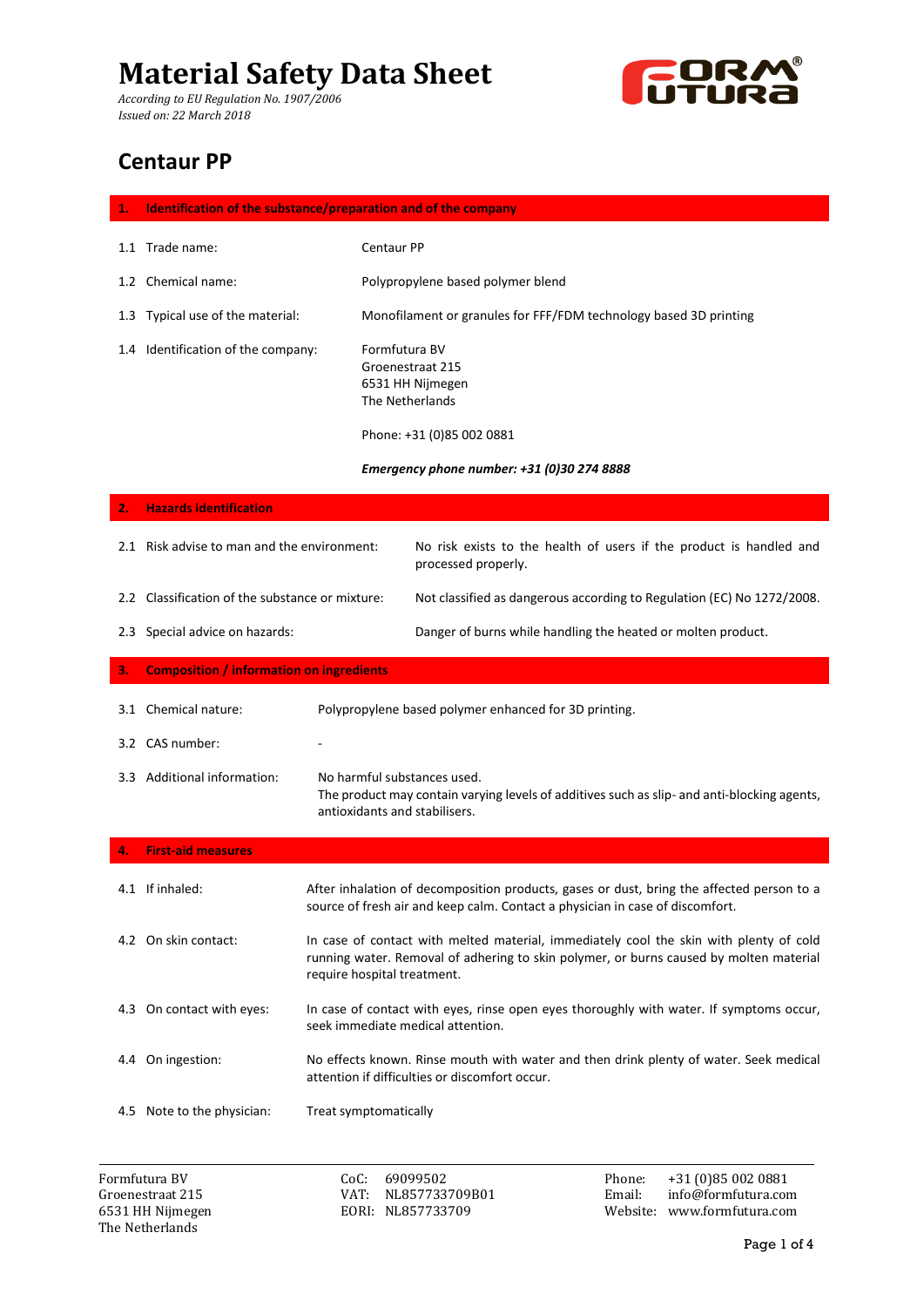# Material Safety Data Sheet

*According to EU Regulation No. 1907/2006*
*Issued on: 22 March 2018*

## Centaur PP

### 1. Identification of the substance/preparation and of the company

| | |
|---|---|
| 1.1 Trade name: | Centaur PP |
| 1.2 Chemical name: | Polypropylene based polymer blend |
| 1.3 Typical use of the material: | Monofilament or granules for FFF/FDM technology based 3D printing |
| 1.4 Identification of the company: | Formfutura BV<br>Groenestraat 215<br>6531 HH Nijmegen<br>The Netherlands<br><br>Phone: +31 (0)85 002 0881<br><br>***Emergency phone number: +31 (0)30 274 8888*** |

### 2. Hazards identification

| | |
|---|---|
| 2.1 Risk advise to man and the environment: | No risk exists to the health of users if the product is handled and processed properly. |
| 2.2 Classification of the substance or mixture: | Not classified as dangerous according to Regulation (EC) No 1272/2008. |
| 2.3 Special advice on hazards: | Danger of burns while handling the heated or molten product. |

### 3. Composition / information on ingredients

| | |
|---|---|
| 3.1 Chemical nature: | Polypropylene based polymer enhanced for 3D printing. |
| 3.2 CAS number: | - |
| 3.3 Additional information: | No harmful substances used.<br>The product may contain varying levels of additives such as slip- and anti-blocking agents, antioxidants and stabilisers. |

### 4. First-aid measures

| | |
|---|---|
| 4.1 If inhaled: | After inhalation of decomposition products, gases or dust, bring the affected person to a source of fresh air and keep calm. Contact a physician in case of discomfort. |
| 4.2 On skin contact: | In case of contact with melted material, immediately cool the skin with plenty of cold running water. Removal of adhering to skin polymer, or burns caused by molten material require hospital treatment. |
| 4.3 On contact with eyes: | In case of contact with eyes, rinse open eyes thoroughly with water. If symptoms occur, seek immediate medical attention. |
| 4.4 On ingestion: | No effects known. Rinse mouth with water and then drink plenty of water. Seek medical attention if difficulties or discomfort occur. |
| 4.5 Note to the physician: | Treat symptomatically |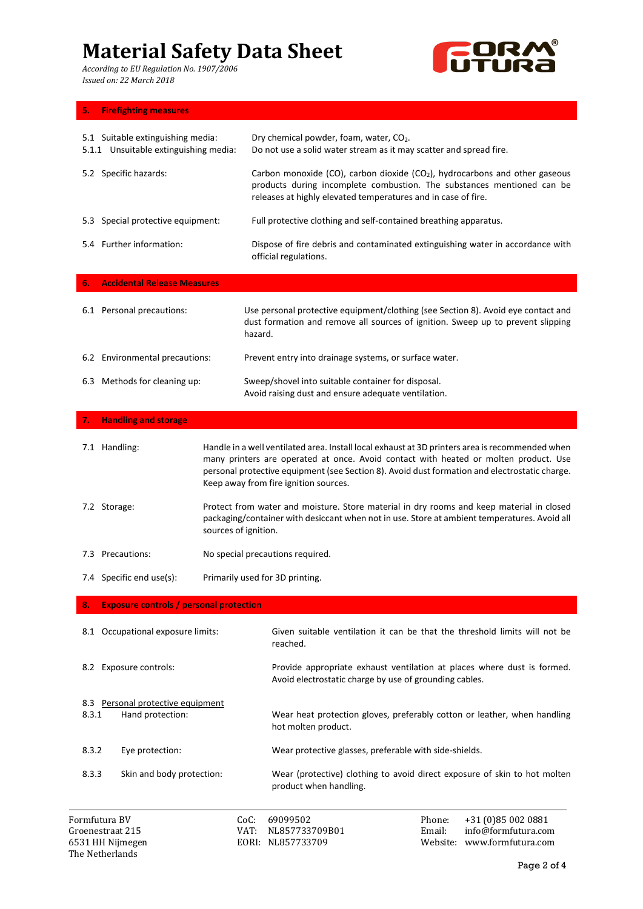## 5. Firefighting measures

| | |
|---|---|
| 5.1 Suitable extinguishing media: | Dry chemical powder, foam, water, $CO_2$. |
| 5.1.1 Unsuitable extinguishing media: | Do not use a solid water stream as it may scatter and spread fire. |
| 5.2 Specific hazards: | Carbon monoxide (CO), carbon dioxide ($CO_2$), hydrocarbons and other gaseous products during incomplete combustion. The substances mentioned can be releases at highly elevated temperatures and in case of fire. |
| 5.3 Special protective equipment: | Full protective clothing and self-contained breathing apparatus. |
| 5.4 Further information: | Dispose of fire debris and contaminated extinguishing water in accordance with official regulations. |

## 6. Accidental Release Measures

| | |
|---|---|
| 6.1 Personal precautions: | Use personal protective equipment/clothing (see Section 8). Avoid eye contact and dust formation and remove all sources of ignition. Sweep up to prevent slipping hazard. |
| 6.2 Environmental precautions: | Prevent entry into drainage systems, or surface water. |
| 6.3 Methods for cleaning up: | Sweep/shovel into suitable container for disposal.<br>Avoid raising dust and ensure adequate ventilation. |

## 7. Handling and storage

| | |
|---|---|
| 7.1 Handling: | Handle in a well ventilated area. Install local exhaust at 3D printers area is recommended when many printers are operated at once. Avoid contact with heated or molten product. Use personal protective equipment (see Section 8). Avoid dust formation and electrostatic charge. Keep away from fire ignition sources. |
| 7.2 Storage: | Protect from water and moisture. Store material in dry rooms and keep material in closed packaging/container with desiccant when not in use. Store at ambient temperatures. Avoid all sources of ignition. |
| 7.3 Precautions: | No special precautions required. |
| 7.4 Specific end use(s): | Primarily used for 3D printing. |

## 8. Exposure controls / personal protection

| | |
|---|---|
| 8.1 Occupational exposure limits: | Given suitable ventilation it can be that the threshold limits will not be reached. |
| 8.2 Exposure controls: | Provide appropriate exhaust ventilation at places where dust is formed. Avoid electrostatic charge by use of grounding cables. |
| 8.3 Personal protective equipment | |
| 8.3.1 Hand protection: | Wear heat protection gloves, preferably cotton or leather, when handling hot molten product. |
| 8.3.2 Eye protection: | Wear protective glasses, preferable with side-shields. |
| 8.3.3 Skin and body protection: | Wear (protective) clothing to avoid direct exposure of skin to hot molten product when handling. |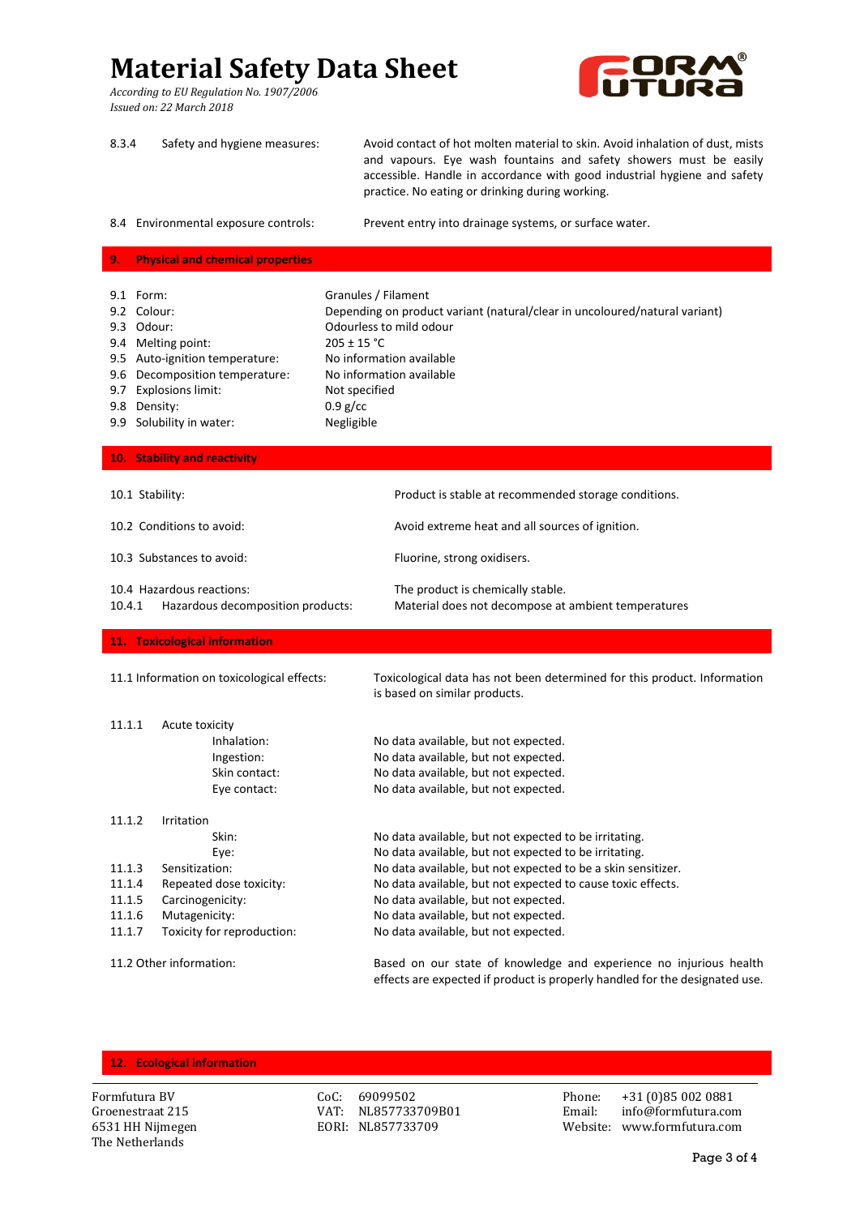8.3.4 Safety and hygiene measures: Avoid contact of hot molten material to skin. Avoid inhalation of dust, mists and vapours. Eye wash fountains and safety showers must be easily accessible. Handle in accordance with good industrial hygiene and safety practice. No eating or drinking during working.

8.4 Environmental exposure controls: Prevent entry into drainage systems, or surface water.

## 9. Physical and chemical properties

| | |
|---|---|
| 9.1 Form: | Granules / Filament |
| 9.2 Colour: | Depending on product variant (natural/clear in uncoloured/natural variant) |
| 9.3 Odour: | Odourless to mild odour |
| 9.4 Melting point: | 205 ± 15 °C |
| 9.5 Auto-ignition temperature: | No information available |
| 9.6 Decomposition temperature: | No information available |
| 9.7 Explosions limit: | Not specified |
| 9.8 Density: | 0.9 g/cc |
| 9.9 Solubility in water: | Negligible |

## 10. Stability and reactivity

| | |
|---|---|
| 10.1 Stability: | Product is stable at recommended storage conditions. |
| 10.2 Conditions to avoid: | Avoid extreme heat and all sources of ignition. |
| 10.3 Substances to avoid: | Fluorine, strong oxidisers. |
| 10.4 Hazardous reactions: | The product is chemically stable. |
| 10.4.1 Hazardous decomposition products: | Material does not decompose at ambient temperatures |

## 11. Toxicological information

11.1 Information on toxicological effects: Toxicological data has not been determined for this product. Information is based on similar products.

11.1.1 Acute toxicity

| | |
|---|---|
| Inhalation: | No data available, but not expected. |
| Ingestion: | No data available, but not expected. |
| Skin contact: | No data available, but not expected. |
| Eye contact: | No data available, but not expected. |

11.1.2 Irritation

| | |
|---|---|
| Skin: | No data available, but not expected to be irritating. |
| Eye: | No data available, but not expected to be irritating. |
| 11.1.3 Sensitization: | No data available, but not expected to be a skin sensitizer. |
| 11.1.4 Repeated dose toxicity: | No data available, but not expected to cause toxic effects. |
| 11.1.5 Carcinogenicity: | No data available, but not expected. |
| 11.1.6 Mutagenicity: | No data available, but not expected. |
| 11.1.7 Toxicity for reproduction: | No data available, but not expected. |

11.2 Other information: Based on our state of knowledge and experience no injurious health effects are expected if product is properly handled for the designated use.

## 12. Ecological information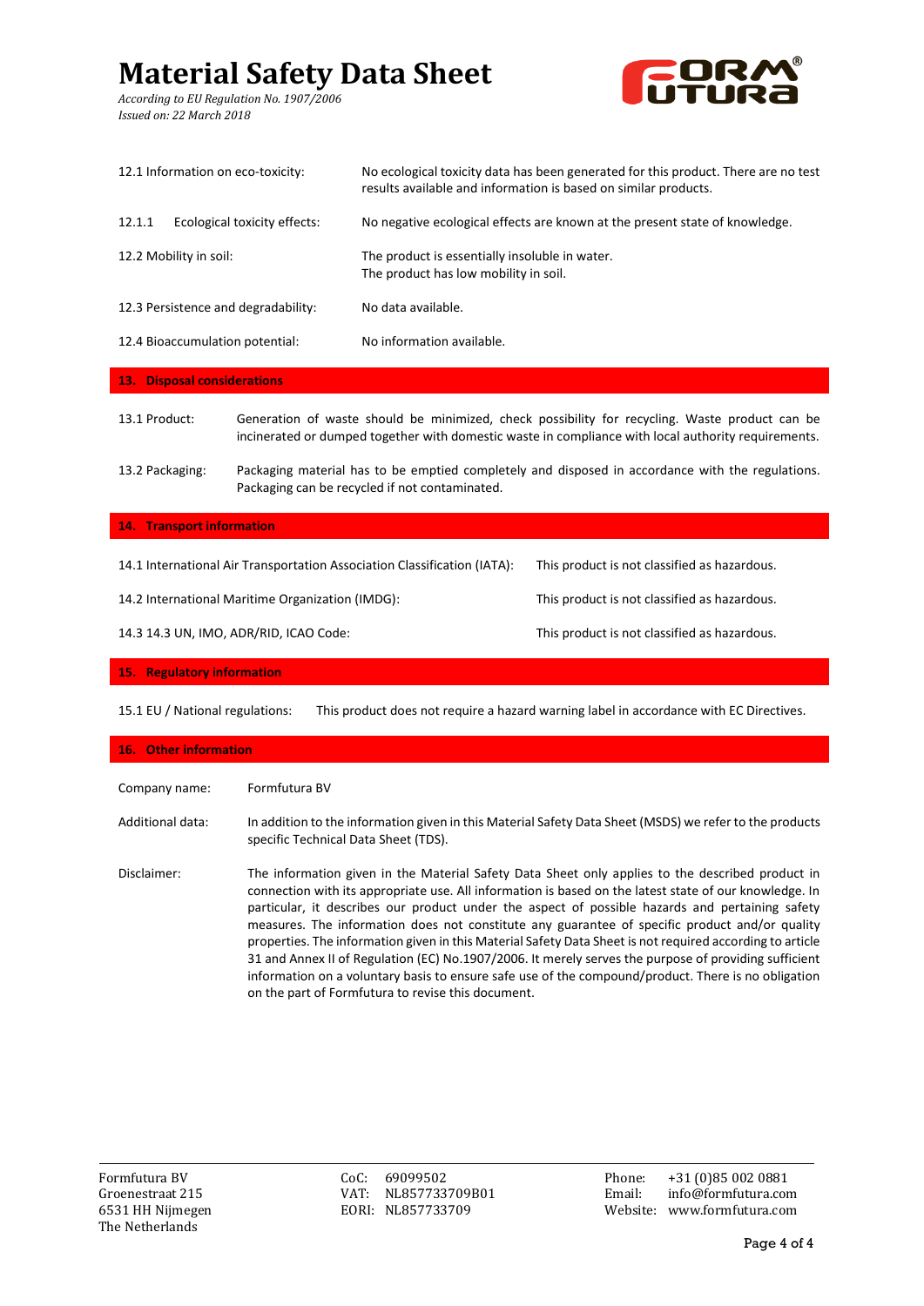| | |
|---|---|
| 12.1 Information on eco-toxicity: | No ecological toxicity data has been generated for this product. There are no test results available and information is based on similar products. |
| 12.1.1 Ecological toxicity effects: | No negative ecological effects are known at the present state of knowledge. |
| 12.2 Mobility in soil: | The product is essentially insoluble in water.<br>The product has low mobility in soil. |
| 12.3 Persistence and degradability: | No data available. |
| 12.4 Bioaccumulation potential: | No information available. |

## 13. Disposal considerations

| | |
|---|---|
| 13.1 Product: | Generation of waste should be minimized, check possibility for recycling. Waste product can be incinerated or dumped together with domestic waste in compliance with local authority requirements. |
| 13.2 Packaging: | Packaging material has to be emptied completely and disposed in accordance with the regulations. Packaging can be recycled if not contaminated. |

## 14. Transport information

| | |
|---|---|
| 14.1 International Air Transportation Association Classification (IATA): | This product is not classified as hazardous. |
| 14.2 International Maritime Organization (IMDG): | This product is not classified as hazardous. |
| 14.3 14.3 UN, IMO, ADR/RID, ICAO Code: | This product is not classified as hazardous. |

## 15. Regulatory information

| | |
|---|---|
| 15.1 EU / National regulations: | This product does not require a hazard warning label in accordance with EC Directives. |

## 16. Other information

| | |
|---|---|
| Company name: | Formfutura BV |
| Additional data: | In addition to the information given in this Material Safety Data Sheet (MSDS) we refer to the products specific Technical Data Sheet (TDS). |
| Disclaimer: | The information given in the Material Safety Data Sheet only applies to the described product in connection with its appropriate use. All information is based on the latest state of our knowledge. In particular, it describes our product under the aspect of possible hazards and pertaining safety measures. The information does not constitute any guarantee of specific product and/or quality properties. The information given in this Material Safety Data Sheet is not required according to article 31 and Annex II of Regulation (EC) No.1907/2006. It merely serves the purpose of providing sufficient information on a voluntary basis to ensure safe use of the compound/product. There is no obligation on the part of Formfutura to revise this document. |